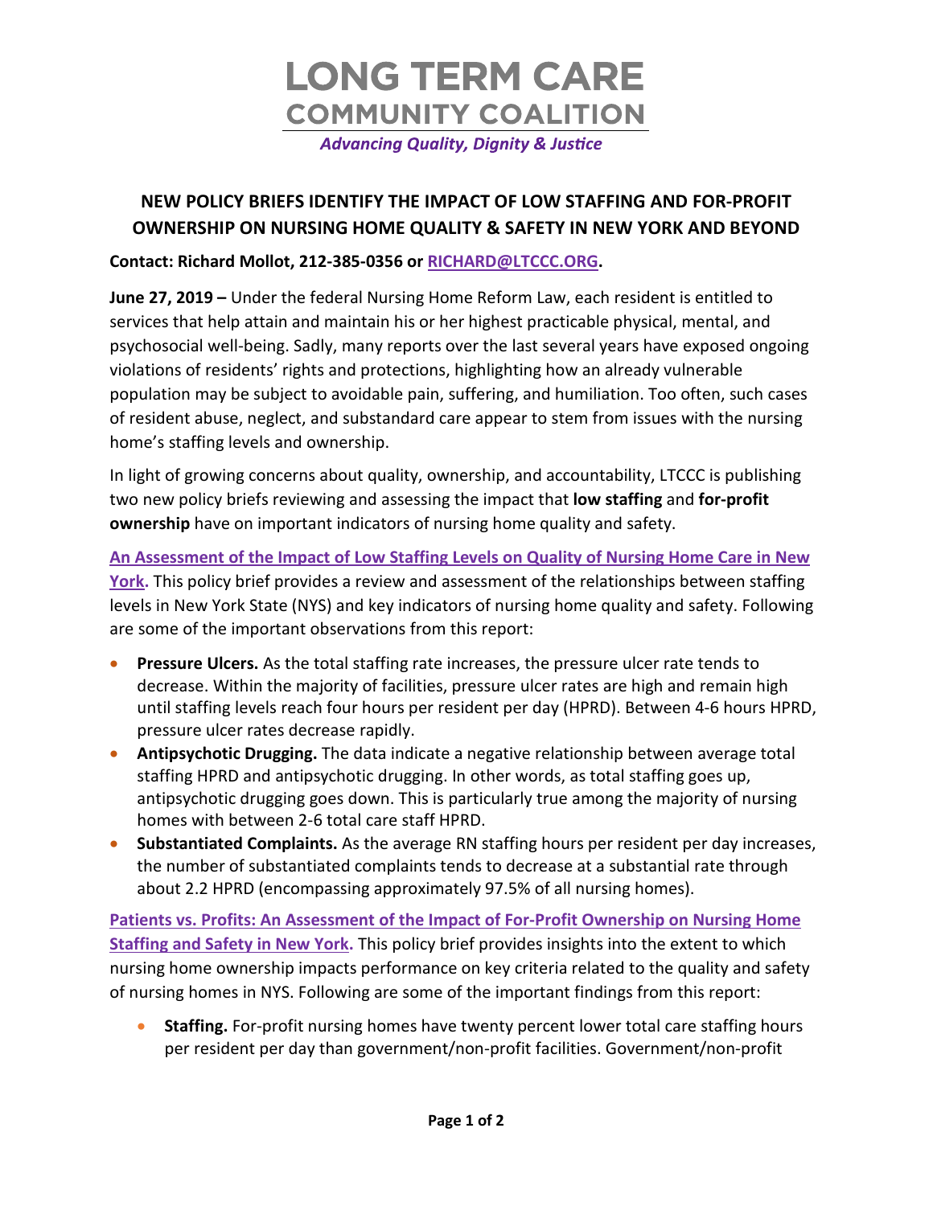# LONG TERM CARE COMMUNITY COALITION

*Advancing Quality, Dignity & Justice*

## NEW POLICY BRIEFS IDENTIFY THE IMPACT OF LOW STAFFING AND FOR-PROFIT OWNERSHIP ON NURSING HOME QUALITY & SAFETY IN NEW YORK AND BEYOND

**Contact: Richard Mollot, 212-385-0356 or RICHARD@LTCCC.ORG.**

**June 27, 2019 –** Under the federal Nursing Home Reform Law, each resident is entitled to services that help attain and maintain his or her highest practicable physical, mental, and psychosocial well-being. Sadly, many reports over the last several years have exposed ongoing violations of residents' rights and protections, highlighting how an already vulnerable population may be subject to avoidable pain, suffering, and humiliation. Too often, such cases of resident abuse, neglect, and substandard care appear to stem from issues with the nursing home's staffing levels and ownership.

In light of growing concerns about quality, ownership, and accountability, LTCCC is publishing two new policy briefs reviewing and assessing the impact that **low staffing** and **for-profit ownership** have on important indicators of nursing home quality and safety.

**An Assessment of the Impact of Low Staffing Levels on Quality of Nursing Home Care in New York.** This policy brief provides a review and assessment of the relationships between staffing levels in New York State (NYS) and key indicators of nursing home quality and safety. Following are some of the important observations from this report:

- **Pressure Ulcers.** As the total staffing rate increases, the pressure ulcer rate tends to decrease. Within the majority of facilities, pressure ulcer rates are high and remain high until staffing levels reach four hours per resident per day (HPRD). Between 4-6 hours HPRD, pressure ulcer rates decrease rapidly.
- **Antipsychotic Drugging.** The data indicate a negative relationship between average total staffing HPRD and antipsychotic drugging. In other words, as total staffing goes up, antipsychotic drugging goes down. This is particularly true among the majority of nursing homes with between 2-6 total care staff HPRD.
- **Substantiated Complaints.** As the average RN staffing hours per resident per day increases, the number of substantiated complaints tends to decrease at a substantial rate through about 2.2 HPRD (encompassing approximately 97.5% of all nursing homes).

**Patients vs. Profits: An Assessment of the Impact of For-Profit Ownership on Nursing Home Staffing and Safety in New York.** This policy brief provides insights into the extent to which nursing home ownership impacts performance on key criteria related to the quality and safety of nursing homes in NYS. Following are some of the important findings from this report:

- **Staffing.** For-profit nursing homes have twenty percent lower total care staffing hours per resident per day than government/non-profit facilities. Government/non-profit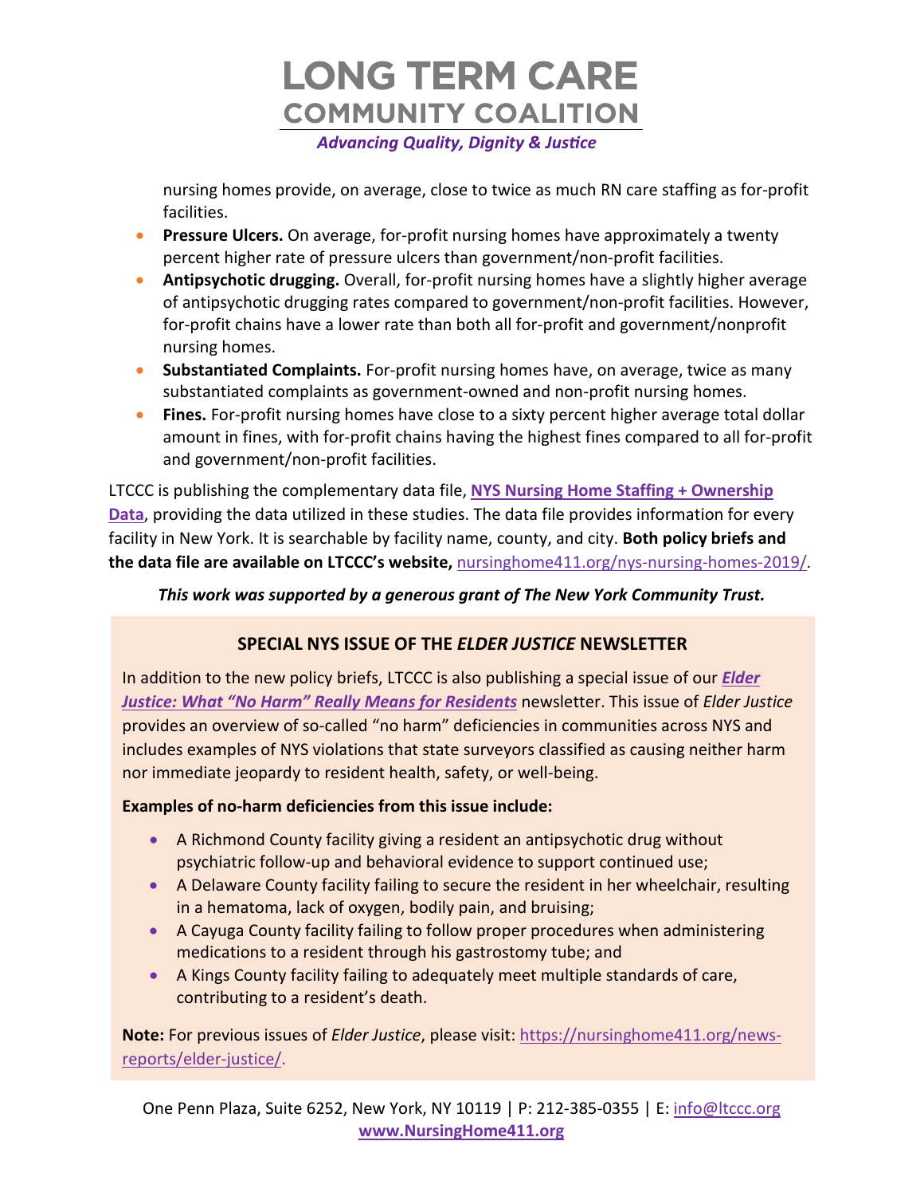nursing homes provide, on average, close to twice as much RN care staffing as for-profit facilities.

- **Pressure Ulcers.** On average, for-profit nursing homes have approximately a twenty percent higher rate of pressure ulcers than government/non-profit facilities.
- **Antipsychotic drugging.** Overall, for-profit nursing homes have a slightly higher average of antipsychotic drugging rates compared to government/non-profit facilities. However, for-profit chains have a lower rate than both all for-profit and government/nonprofit nursing homes.
- **Substantiated Complaints.** For-profit nursing homes have, on average, twice as many substantiated complaints as government-owned and non-profit nursing homes.
- **Fines.** For-profit nursing homes have close to a sixty percent higher average total dollar amount in fines, with for-profit chains having the highest fines compared to all for-profit and government/non-profit facilities.

LTCCC is publishing the complementary data file, **NYS Nursing Home Staffing + Ownership Data**, providing the data utilized in these studies. The data file provides information for every facility in New York. It is searchable by facility name, county, and city. **Both policy briefs and the data file are available on LTCCC's website,** nursinghome411.org/nys-nursing-homes-2019/.

***This work was supported by a generous grant of The New York Community Trust.***

### SPECIAL NYS ISSUE OF THE *ELDER JUSTICE* NEWSLETTER

In addition to the new policy briefs, LTCCC is also publishing a special issue of our ***Elder Justice: What "No Harm" Really Means for Residents*** newsletter. This issue of *Elder Justice* provides an overview of so-called "no harm" deficiencies in communities across NYS and includes examples of NYS violations that state surveyors classified as causing neither harm nor immediate jeopardy to resident health, safety, or well-being.

**Examples of no-harm deficiencies from this issue include:**

- A Richmond County facility giving a resident an antipsychotic drug without psychiatric follow-up and behavioral evidence to support continued use;
- A Delaware County facility failing to secure the resident in her wheelchair, resulting in a hematoma, lack of oxygen, bodily pain, and bruising;
- A Cayuga County facility failing to follow proper procedures when administering medications to a resident through his gastrostomy tube; and
- A Kings County facility failing to adequately meet multiple standards of care, contributing to a resident's death.

**Note:** For previous issues of *Elder Justice*, please visit: https://nursinghome411.org/news-reports/elder-justice/.